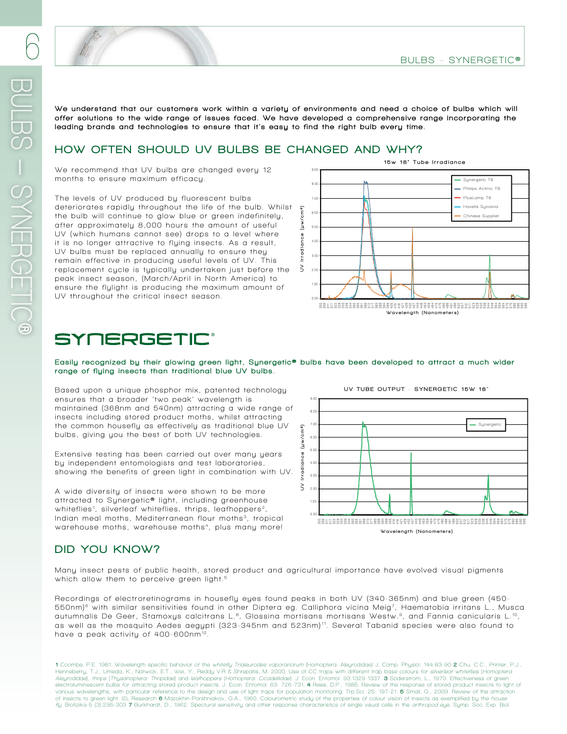We understand that our customers work within a variety of environments and need a choice of bulbs which will offer solutions to the wide range of issues faced. We have developed a comprehensive range incorporating the leading brands and technologies to ensure that it's easy to find the right bulb every time.

## HOW OFTEN SHOULD UV BULBS BE CHANGED AND WHY?

We recommend that UV bulbs are changed every 12 months to ensure maximum efficacy.

The levels of UV produced by fluorescent bulbs deteriorates rapidly throughout the life of the bulb. Whilst the bulb will continue to glow blue or green indefinitely, after approximately 8,000 hours the amount of useful UV (which humans cannot see) drops to a level where it is no longer attractive to flying insects. As a result, UV bulbs must be replaced annually to ensure they remain effective in producing useful levels of UV. This replacement cycle is typically undertaken just before the peak insect season, (March/April in North America) to ensure the flylight is producing the maximum amount of UV throughout the critical insect season.

15w 18" Tube Irradiance

# SYNERGETIC®

**Easily recognized by their glowing green light, Synergetic® bulbs have been developed to attract a much wider range of flying insects than traditional blue UV bulbs.**

Based upon a unique phosphor mix, patented technology ensures that a broader 'two peak' wavelength is maintained (368nm and 540nm) attracting a wide range of insects including stored product moths, whilst attracting the common housefly as effectively as traditional blue UV bulbs, giving you the best of both UV technologies.

Extensive testing has been carried out over many years by independent entomologists and test laboratories, showing the benefits of green light in combination with UV.

A wide diversity of insects were shown to be more attracted to Synergetic® light, including greenhouse whiteflies[1], silverleaf whiteflies, thrips, leafhoppers[2], Indian meal moths, Mediterranean flour moths[3], tropical warehouse moths, warehouse moths[4], plus many more!

UV TUBE OUTPUT - SYNERGETIC 15W 18"

## DID YOU KNOW?

Many insect pests of public health, stored product and agricultural importance have evolved visual pigments which allow them to perceive green light.[5]

Recordings of electroretinograms in housefly eyes found peaks in both UV (340-365nm) and blue green (450-550nm)[6] with similar sensitivities found in other Diptera eg. Calliphora vicina Meig[7], Haematobia irritans L., Musca autumnalis De Geer, Stamoxys calcitrans L.[8], Glossina mortisans mortisans Westw.[9], and Fannia canicularis L.[10], as well as the mosquito Aedes aegypti (323-345nm and 523nm)[11]. Several Tabanid species were also found to have a peak activity of 400-600nm[12].

**1** Coombe, P.E. 1981. Wavelength specific behavior of the whitefly *Trialeurodes vaporariorum* (Homoptera: Aleyrodidae) J. Comp. Physiol. 144:83-90 **2** Chu, C.C., Printer, P.J., Henneberry, T.J., Umeda, K., Natwick, E.T., Wei, Y., Reddy V.R & Shrepatis, M. 2000. Use of CC traps with different trap base colours for *silverleaf whiteflies* (*Homoptera: Aleyrodidae*), *thrips* (*Thysanoptera: Thripidae*) and *leafhoppers* (*Homoptera: Cicadellidae*). J. Econ. Entomol. 93:1329-1337. **3** Soderstrom, L., 1970. Effectiveness of green electroluminescent bulbs for attracting stored product insects. J. Econ. Entomol. 63: 726-731. **4** Rees, D.P., 1985. Review of the response of stored product insects to light of various wavelengths, with particular reference to the design and use of light traps for population monitoring. Trp.Sci. 25: 197-21. **5** Small, G., 2009. Review of the attraction of insects to green light. I2L Research **6** Mazokhin-Porshniakov, G.A., 1960. Colourometric study of the properties of colour vision of insects as exemplified by the *house fly*. Biofizika 5 (3):295-303 **7** Burkhardt, D., 1962. Spectural sensitivity and other response characteristics of single visual cells in the *arthropod* eye. Symp. Soc. Exp. Biol.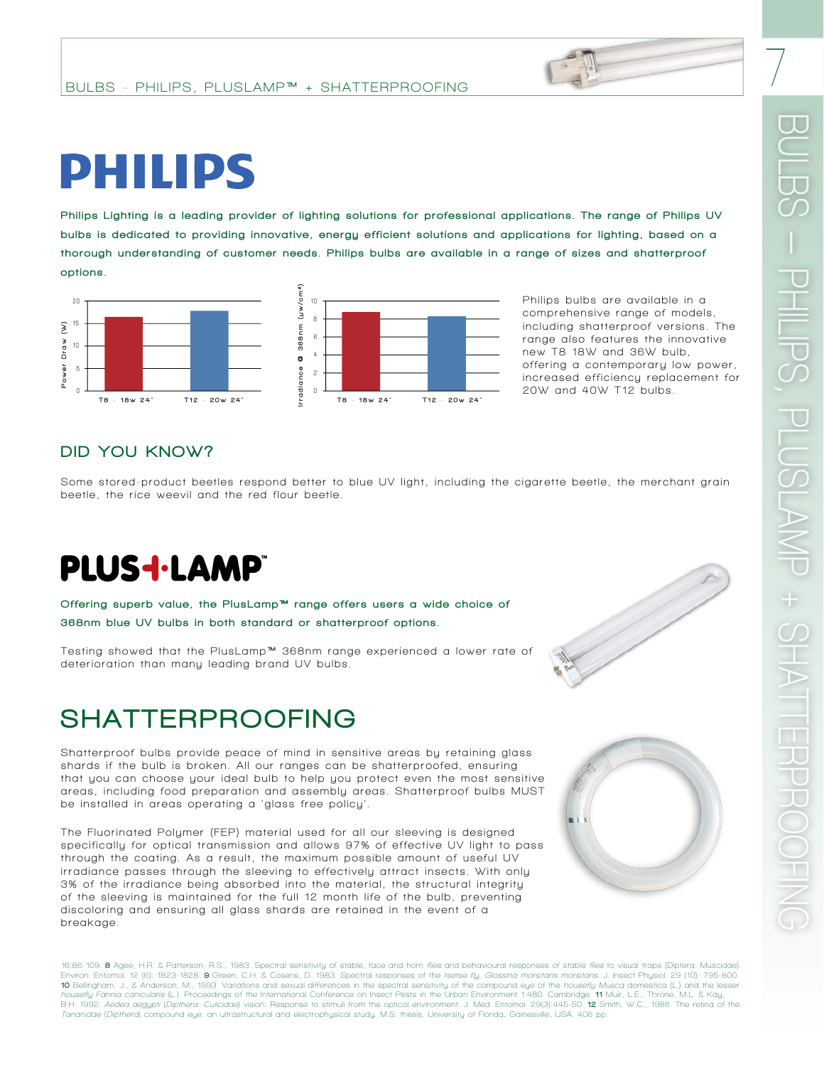# PHILIPS

**Philips Lighting is a leading provider of lighting solutions for professional applications. The range of Philips UV bulbs is dedicated to providing innovative, energy-efficient solutions and applications for lighting, based on a thorough understanding of customer needs. Philips bulbs are available in a range of sizes and shatterproof options.**

Power Draw (W)
20
15
10
5
0
T8 - 18w 24"
T12 - 20w 24"

Irradiance @ 368nm (μw/cm²)
10
8
6
4
2
0
T8 - 18w 24"
T12 - 20w 24"

Philips bulbs are available in a comprehensive range of models, including shatterproof versions. The range also features the innovative new T8 18W and 36W bulb, offering a contemporary low power, increased efficiency replacement for 20W and 40W T12 bulbs.

## DID YOU KNOW?

Some stored-product beetles respond better to blue UV light, including the cigarette beetle, the merchant grain beetle, the rice weevil and the red flour beetle.

# PLUS+LAMP™

**Offering superb value, the PlusLamp™ range offers users a wide choice of 368nm blue UV bulbs in both standard or shatterproof options.**

Testing showed that the PlusLamp™ 368nm range experienced a lower rate of deterioration than many leading brand UV bulbs.

# SHATTERPROOFING

Shatterproof bulbs provide peace of mind in sensitive areas by retaining glass shards if the bulb is broken. All our ranges can be shatterproofed, ensuring that you can choose your ideal bulb to help you protect even the most sensitive areas, including food preparation and assembly areas. Shatterproof bulbs MUST be installed in areas operating a 'glass free policy'.

The Fluorinated Polymer (FEP) material used for all our sleeving is designed specifically for optical transmission and allows 97% of effective UV light to pass through the coating. As a result, the maximum possible amount of useful UV irradiance passes through the sleeving to effectively attract insects. With only 3% of the irradiance being absorbed into the material, the structural integrity of the sleeving is maintained for the full 12 month life of the bulb, preventing discoloring and ensuring all glass shards are retained in the event of a breakage.

16:86-109. **8** Agee, H.R. & Patterson, R.S., 1983. Spectral sensitivity of stable, face and horn *flies* and behavioural responses of stable *flies* to visual traps (Diptera: Muscidae). Environ. Entomol. 12 (6): 1823-1828. **9** Green, C.H. & Cosens, D. 1983. Spectral responses of the *tsetse fly*, *Glossina morsitans morsitans*. J. Insect Physiol. 29 (10): 795-800. **10** Bellingham, J., & Anderson, M., 1993. Variations and sexual differences in the spectral sensitivity of the compound eye of the *housefly Musca* domestica (L.) and the lesser *housefly Fannia canicularis* (L.). Proceedings of the International Conference on Insect Pests in the Urban Environment 1:480. Cambridge. **11** Muir, L.E., Throne, M.L. & Kay, B.H. 1992. *Aedea aegypti* (*Dipthera: Culicidae*) vision: Response to stimuli from the optical environment. J. Med. Entomol. 29(3):445-50. **12** Smith, W.C., 1986. The retina of the *Tananidae* (*Dipthera*) compound eye: an ultrastructural and electrophysical study. M.S. thesis, University of Florida, Gainesville, USA. 406 pp.